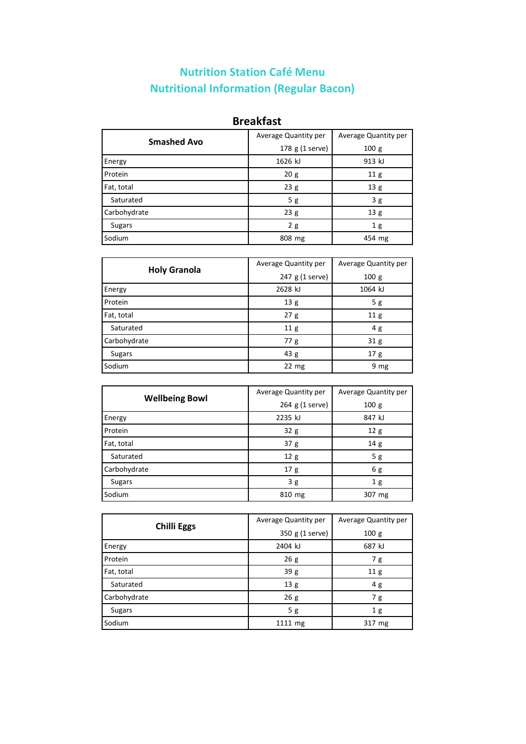# Nutrition Station Café Menu
# Nutritional Information (Regular Bacon)

## Breakfast

| Smashed Avo | Average Quantity per 178 g (1 serve) | Average Quantity per 100 g |
|---|---|---|
| Energy | 1626 kJ | 913 kJ |
| Protein | 20 g | 11 g |
| Fat, total | 23 g | 13 g |
| Saturated | 5 g | 3 g |
| Carbohydrate | 23 g | 13 g |
| Sugars | 2 g | 1 g |
| Sodium | 808 mg | 454 mg |

| Holy Granola | Average Quantity per 247 g (1 serve) | Average Quantity per 100 g |
|---|---|---|
| Energy | 2628 kJ | 1064 kJ |
| Protein | 13 g | 5 g |
| Fat, total | 27 g | 11 g |
| Saturated | 11 g | 4 g |
| Carbohydrate | 77 g | 31 g |
| Sugars | 43 g | 17 g |
| Sodium | 22 mg | 9 mg |

| Wellbeing Bowl | Average Quantity per 264 g (1 serve) | Average Quantity per 100 g |
|---|---|---|
| Energy | 2235 kJ | 847 kJ |
| Protein | 32 g | 12 g |
| Fat, total | 37 g | 14 g |
| Saturated | 12 g | 5 g |
| Carbohydrate | 17 g | 6 g |
| Sugars | 3 g | 1 g |
| Sodium | 810 mg | 307 mg |

| Chilli Eggs | Average Quantity per 350 g (1 serve) | Average Quantity per 100 g |
|---|---|---|
| Energy | 2404 kJ | 687 kJ |
| Protein | 26 g | 7 g |
| Fat, total | 39 g | 11 g |
| Saturated | 13 g | 4 g |
| Carbohydrate | 26 g | 7 g |
| Sugars | 5 g | 1 g |
| Sodium | 1111 mg | 317 mg |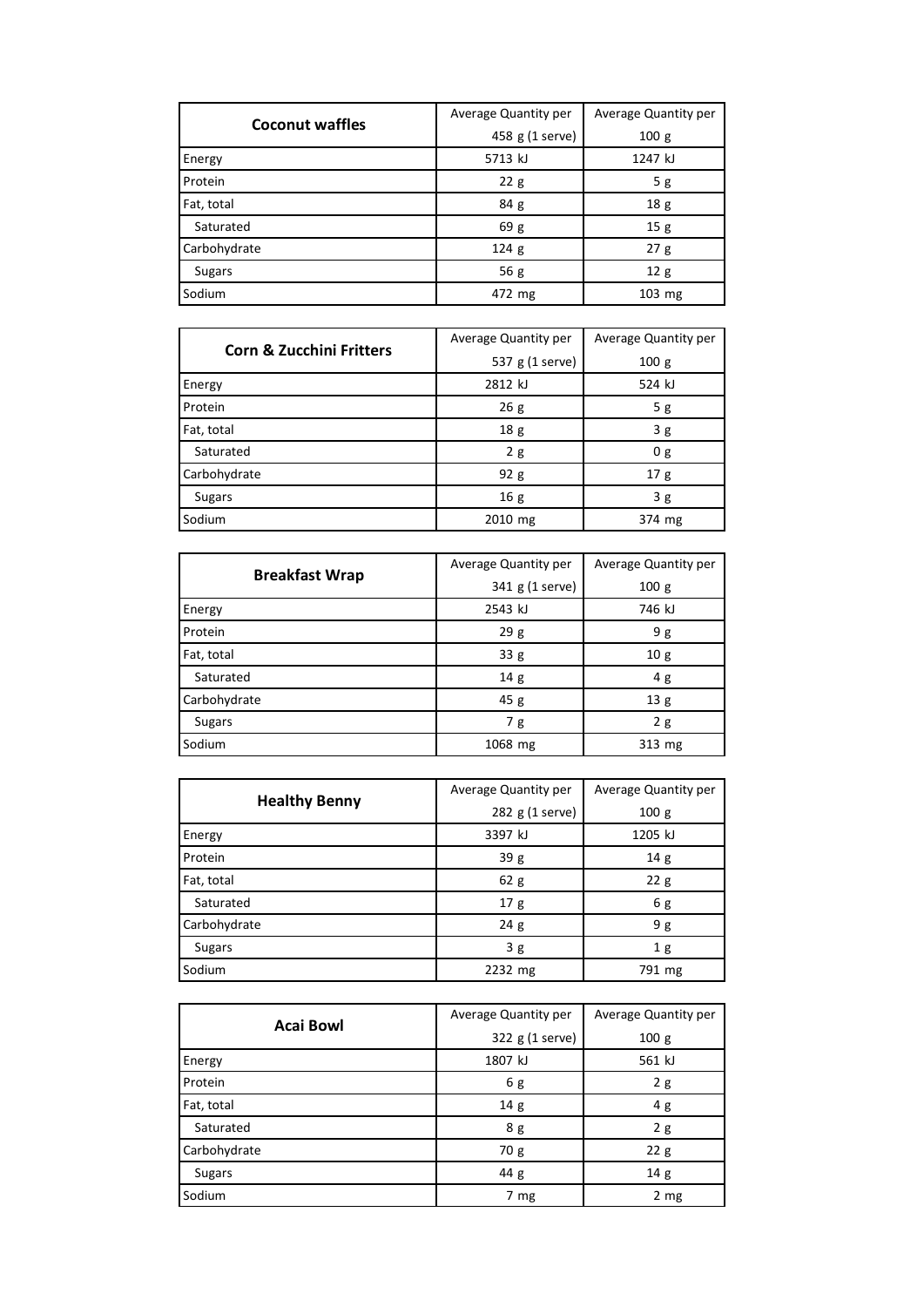| **Coconut waffles** | Average Quantity per 458 g (1 serve) | Average Quantity per 100 g |
| --- | --- | --- |
| Energy | 5713 kJ | 1247 kJ |
| Protein | 22 g | 5 g |
| Fat, total | 84 g | 18 g |
| Saturated | 69 g | 15 g |
| Carbohydrate | 124 g | 27 g |
| Sugars | 56 g | 12 g |
| Sodium | 472 mg | 103 mg |

| **Corn & Zucchini Fritters** | Average Quantity per 537 g (1 serve) | Average Quantity per 100 g |
| --- | --- | --- |
| Energy | 2812 kJ | 524 kJ |
| Protein | 26 g | 5 g |
| Fat, total | 18 g | 3 g |
| Saturated | 2 g | 0 g |
| Carbohydrate | 92 g | 17 g |
| Sugars | 16 g | 3 g |
| Sodium | 2010 mg | 374 mg |

| **Breakfast Wrap** | Average Quantity per 341 g (1 serve) | Average Quantity per 100 g |
| --- | --- | --- |
| Energy | 2543 kJ | 746 kJ |
| Protein | 29 g | 9 g |
| Fat, total | 33 g | 10 g |
| Saturated | 14 g | 4 g |
| Carbohydrate | 45 g | 13 g |
| Sugars | 7 g | 2 g |
| Sodium | 1068 mg | 313 mg |

| **Healthy Benny** | Average Quantity per 282 g (1 serve) | Average Quantity per 100 g |
| --- | --- | --- |
| Energy | 3397 kJ | 1205 kJ |
| Protein | 39 g | 14 g |
| Fat, total | 62 g | 22 g |
| Saturated | 17 g | 6 g |
| Carbohydrate | 24 g | 9 g |
| Sugars | 3 g | 1 g |
| Sodium | 2232 mg | 791 mg |

| **Acai Bowl** | Average Quantity per 322 g (1 serve) | Average Quantity per 100 g |
| --- | --- | --- |
| Energy | 1807 kJ | 561 kJ |
| Protein | 6 g | 2 g |
| Fat, total | 14 g | 4 g |
| Saturated | 8 g | 2 g |
| Carbohydrate | 70 g | 22 g |
| Sugars | 44 g | 14 g |
| Sodium | 7 mg | 2 mg |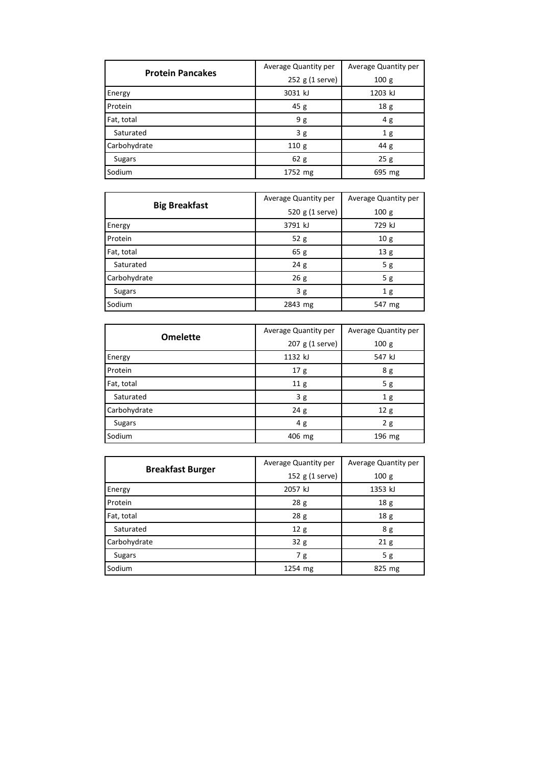| **Protein Pancakes** | Average Quantity per 252 g (1 serve) | Average Quantity per 100 g |
|---|---|---|
| Energy | 3031 kJ | 1203 kJ |
| Protein | 45 g | 18 g |
| Fat, total | 9 g | 4 g |
| Saturated | 3 g | 1 g |
| Carbohydrate | 110 g | 44 g |
| Sugars | 62 g | 25 g |
| Sodium | 1752 mg | 695 mg |

| **Big Breakfast** | Average Quantity per 520 g (1 serve) | Average Quantity per 100 g |
|---|---|---|
| Energy | 3791 kJ | 729 kJ |
| Protein | 52 g | 10 g |
| Fat, total | 65 g | 13 g |
| Saturated | 24 g | 5 g |
| Carbohydrate | 26 g | 5 g |
| Sugars | 3 g | 1 g |
| Sodium | 2843 mg | 547 mg |

| **Omelette** | Average Quantity per 207 g (1 serve) | Average Quantity per 100 g |
|---|---|---|
| Energy | 1132 kJ | 547 kJ |
| Protein | 17 g | 8 g |
| Fat, total | 11 g | 5 g |
| Saturated | 3 g | 1 g |
| Carbohydrate | 24 g | 12 g |
| Sugars | 4 g | 2 g |
| Sodium | 406 mg | 196 mg |

| **Breakfast Burger** | Average Quantity per 152 g (1 serve) | Average Quantity per 100 g |
|---|---|---|
| Energy | 2057 kJ | 1353 kJ |
| Protein | 28 g | 18 g |
| Fat, total | 28 g | 18 g |
| Saturated | 12 g | 8 g |
| Carbohydrate | 32 g | 21 g |
| Sugars | 7 g | 5 g |
| Sodium | 1254 mg | 825 mg |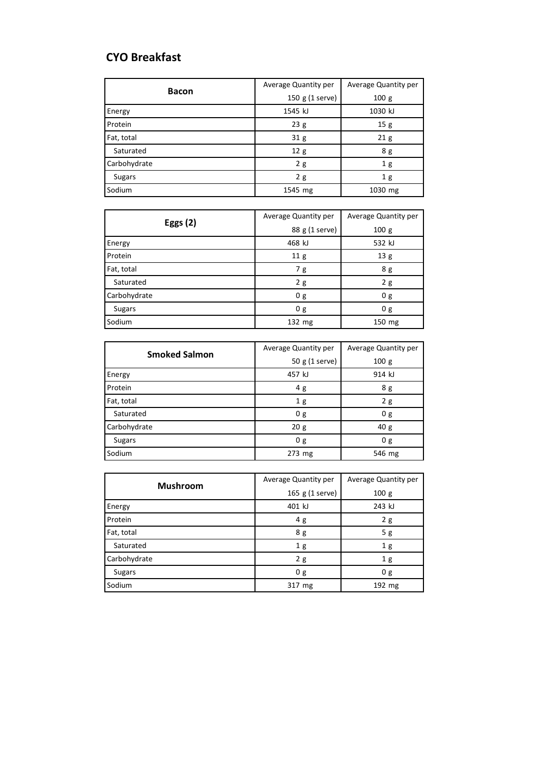## CYO Breakfast

| Bacon | Average Quantity per 150 g (1 serve) | Average Quantity per 100 g |
|---|---|---|
| Energy | 1545 kJ | 1030 kJ |
| Protein | 23 g | 15 g |
| Fat, total | 31 g | 21 g |
| Saturated | 12 g | 8 g |
| Carbohydrate | 2 g | 1 g |
| Sugars | 2 g | 1 g |
| Sodium | 1545 mg | 1030 mg |

| Eggs (2) | Average Quantity per 88 g (1 serve) | Average Quantity per 100 g |
|---|---|---|
| Energy | 468 kJ | 532 kJ |
| Protein | 11 g | 13 g |
| Fat, total | 7 g | 8 g |
| Saturated | 2 g | 2 g |
| Carbohydrate | 0 g | 0 g |
| Sugars | 0 g | 0 g |
| Sodium | 132 mg | 150 mg |

| Smoked Salmon | Average Quantity per 50 g (1 serve) | Average Quantity per 100 g |
|---|---|---|
| Energy | 457 kJ | 914 kJ |
| Protein | 4 g | 8 g |
| Fat, total | 1 g | 2 g |
| Saturated | 0 g | 0 g |
| Carbohydrate | 20 g | 40 g |
| Sugars | 0 g | 0 g |
| Sodium | 273 mg | 546 mg |

| Mushroom | Average Quantity per 165 g (1 serve) | Average Quantity per 100 g |
|---|---|---|
| Energy | 401 kJ | 243 kJ |
| Protein | 4 g | 2 g |
| Fat, total | 8 g | 5 g |
| Saturated | 1 g | 1 g |
| Carbohydrate | 2 g | 1 g |
| Sugars | 0 g | 0 g |
| Sodium | 317 mg | 192 mg |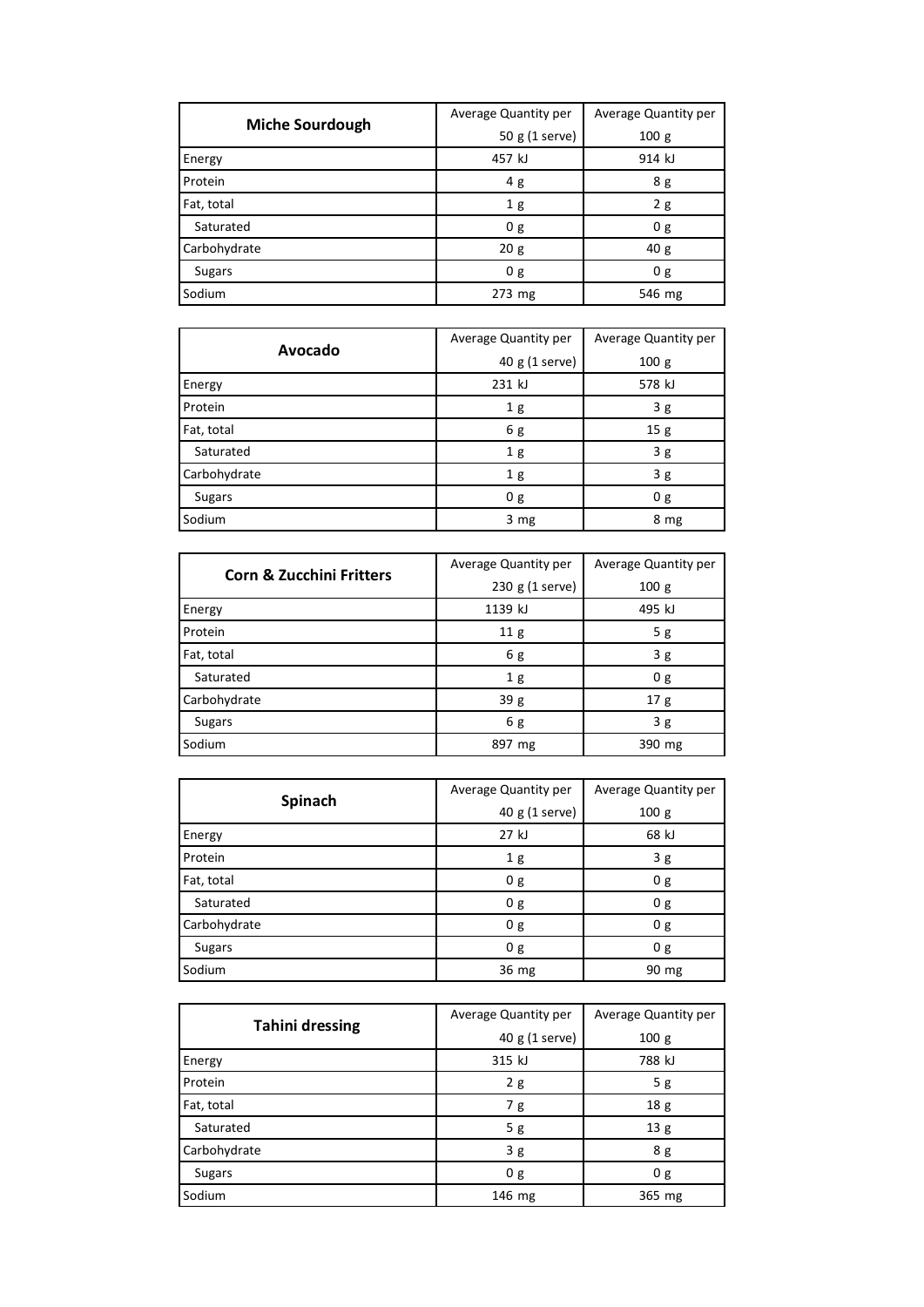| Miche Sourdough | Average Quantity per 50 g (1 serve) | Average Quantity per 100 g |
|---|---|---|
| Energy | 457 kJ | 914 kJ |
| Protein | 4 g | 8 g |
| Fat, total | 1 g | 2 g |
| Saturated | 0 g | 0 g |
| Carbohydrate | 20 g | 40 g |
| Sugars | 0 g | 0 g |
| Sodium | 273 mg | 546 mg |

| Avocado | Average Quantity per 40 g (1 serve) | Average Quantity per 100 g |
|---|---|---|
| Energy | 231 kJ | 578 kJ |
| Protein | 1 g | 3 g |
| Fat, total | 6 g | 15 g |
| Saturated | 1 g | 3 g |
| Carbohydrate | 1 g | 3 g |
| Sugars | 0 g | 0 g |
| Sodium | 3 mg | 8 mg |

| Corn & Zucchini Fritters | Average Quantity per 230 g (1 serve) | Average Quantity per 100 g |
|---|---|---|
| Energy | 1139 kJ | 495 kJ |
| Protein | 11 g | 5 g |
| Fat, total | 6 g | 3 g |
| Saturated | 1 g | 0 g |
| Carbohydrate | 39 g | 17 g |
| Sugars | 6 g | 3 g |
| Sodium | 897 mg | 390 mg |

| Spinach | Average Quantity per 40 g (1 serve) | Average Quantity per 100 g |
|---|---|---|
| Energy | 27 kJ | 68 kJ |
| Protein | 1 g | 3 g |
| Fat, total | 0 g | 0 g |
| Saturated | 0 g | 0 g |
| Carbohydrate | 0 g | 0 g |
| Sugars | 0 g | 0 g |
| Sodium | 36 mg | 90 mg |

| Tahini dressing | Average Quantity per 40 g (1 serve) | Average Quantity per 100 g |
|---|---|---|
| Energy | 315 kJ | 788 kJ |
| Protein | 2 g | 5 g |
| Fat, total | 7 g | 18 g |
| Saturated | 5 g | 13 g |
| Carbohydrate | 3 g | 8 g |
| Sugars | 0 g | 0 g |
| Sodium | 146 mg | 365 mg |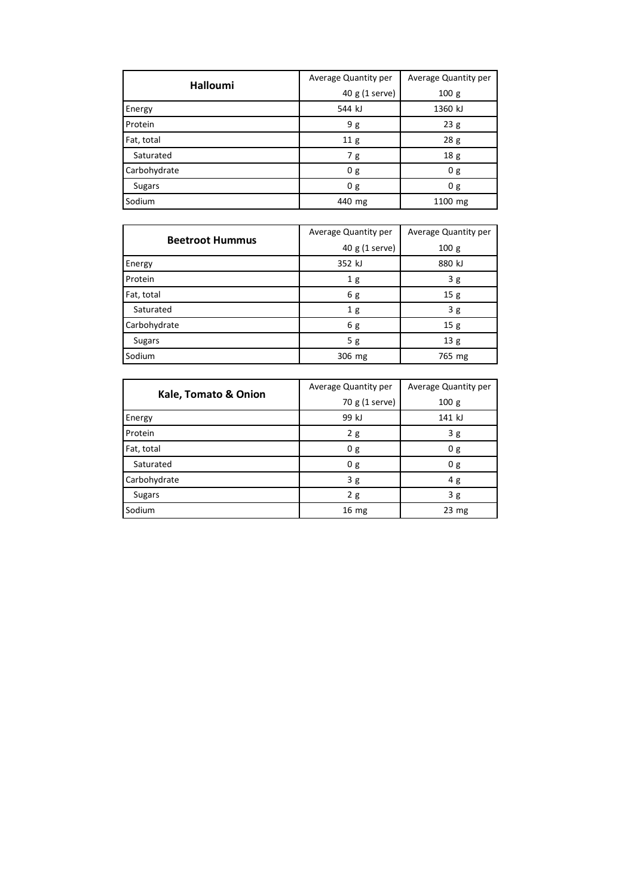| Halloumi | Average Quantity per 40 g (1 serve) | Average Quantity per 100 g |
|---|---|---|
| Energy | 544 kJ | 1360 kJ |
| Protein | 9 g | 23 g |
| Fat, total | 11 g | 28 g |
| Saturated | 7 g | 18 g |
| Carbohydrate | 0 g | 0 g |
| Sugars | 0 g | 0 g |
| Sodium | 440 mg | 1100 mg |

| Beetroot Hummus | Average Quantity per 40 g (1 serve) | Average Quantity per 100 g |
|---|---|---|
| Energy | 352 kJ | 880 kJ |
| Protein | 1 g | 3 g |
| Fat, total | 6 g | 15 g |
| Saturated | 1 g | 3 g |
| Carbohydrate | 6 g | 15 g |
| Sugars | 5 g | 13 g |
| Sodium | 306 mg | 765 mg |

| Kale, Tomato & Onion | Average Quantity per 70 g (1 serve) | Average Quantity per 100 g |
|---|---|---|
| Energy | 99 kJ | 141 kJ |
| Protein | 2 g | 3 g |
| Fat, total | 0 g | 0 g |
| Saturated | 0 g | 0 g |
| Carbohydrate | 3 g | 4 g |
| Sugars | 2 g | 3 g |
| Sodium | 16 mg | 23 mg |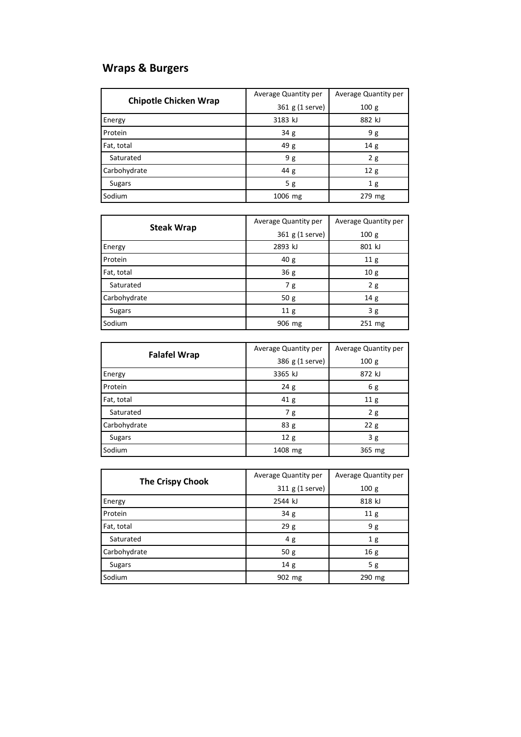## Wraps & Burgers

| Chipotle Chicken Wrap | Average Quantity per 361 g (1 serve) | Average Quantity per 100 g |
|---|---|---|
| Energy | 3183 kJ | 882 kJ |
| Protein | 34 g | 9 g |
| Fat, total | 49 g | 14 g |
| Saturated | 9 g | 2 g |
| Carbohydrate | 44 g | 12 g |
| Sugars | 5 g | 1 g |
| Sodium | 1006 mg | 279 mg |

| Steak Wrap | Average Quantity per 361 g (1 serve) | Average Quantity per 100 g |
|---|---|---|
| Energy | 2893 kJ | 801 kJ |
| Protein | 40 g | 11 g |
| Fat, total | 36 g | 10 g |
| Saturated | 7 g | 2 g |
| Carbohydrate | 50 g | 14 g |
| Sugars | 11 g | 3 g |
| Sodium | 906 mg | 251 mg |

| Falafel Wrap | Average Quantity per 386 g (1 serve) | Average Quantity per 100 g |
|---|---|---|
| Energy | 3365 kJ | 872 kJ |
| Protein | 24 g | 6 g |
| Fat, total | 41 g | 11 g |
| Saturated | 7 g | 2 g |
| Carbohydrate | 83 g | 22 g |
| Sugars | 12 g | 3 g |
| Sodium | 1408 mg | 365 mg |

| The Crispy Chook | Average Quantity per 311 g (1 serve) | Average Quantity per 100 g |
|---|---|---|
| Energy | 2544 kJ | 818 kJ |
| Protein | 34 g | 11 g |
| Fat, total | 29 g | 9 g |
| Saturated | 4 g | 1 g |
| Carbohydrate | 50 g | 16 g |
| Sugars | 14 g | 5 g |
| Sodium | 902 mg | 290 mg |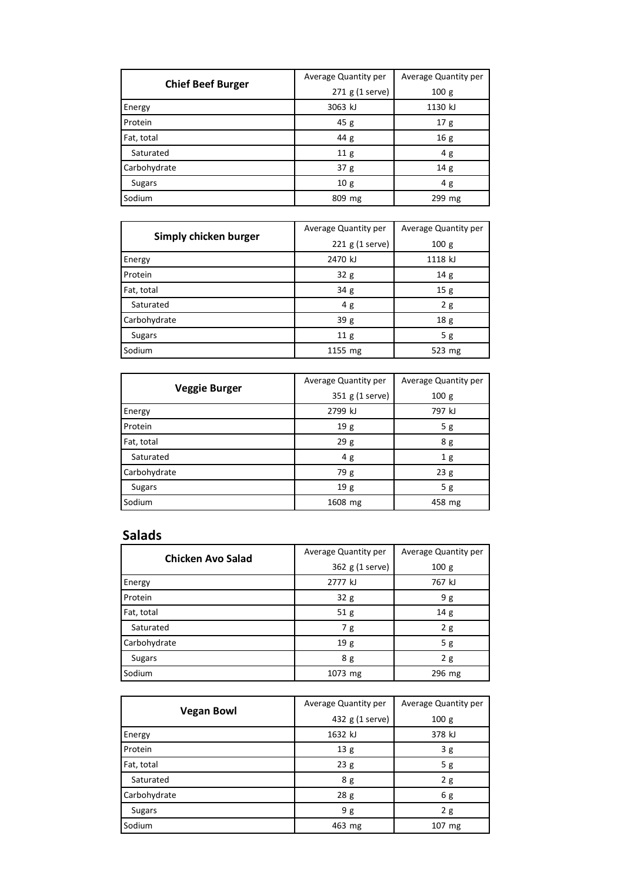| Chief Beef Burger | Average Quantity per 271 g (1 serve) | Average Quantity per 100 g |
|---|---|---|
| Energy | 3063 kJ | 1130 kJ |
| Protein | 45 g | 17 g |
| Fat, total | 44 g | 16 g |
| Saturated | 11 g | 4 g |
| Carbohydrate | 37 g | 14 g |
| Sugars | 10 g | 4 g |
| Sodium | 809 mg | 299 mg |

| Simply chicken burger | Average Quantity per 221 g (1 serve) | Average Quantity per 100 g |
|---|---|---|
| Energy | 2470 kJ | 1118 kJ |
| Protein | 32 g | 14 g |
| Fat, total | 34 g | 15 g |
| Saturated | 4 g | 2 g |
| Carbohydrate | 39 g | 18 g |
| Sugars | 11 g | 5 g |
| Sodium | 1155 mg | 523 mg |

| Veggie Burger | Average Quantity per 351 g (1 serve) | Average Quantity per 100 g |
|---|---|---|
| Energy | 2799 kJ | 797 kJ |
| Protein | 19 g | 5 g |
| Fat, total | 29 g | 8 g |
| Saturated | 4 g | 1 g |
| Carbohydrate | 79 g | 23 g |
| Sugars | 19 g | 5 g |
| Sodium | 1608 mg | 458 mg |

## Salads

| Chicken Avo Salad | Average Quantity per 362 g (1 serve) | Average Quantity per 100 g |
|---|---|---|
| Energy | 2777 kJ | 767 kJ |
| Protein | 32 g | 9 g |
| Fat, total | 51 g | 14 g |
| Saturated | 7 g | 2 g |
| Carbohydrate | 19 g | 5 g |
| Sugars | 8 g | 2 g |
| Sodium | 1073 mg | 296 mg |

| Vegan Bowl | Average Quantity per 432 g (1 serve) | Average Quantity per 100 g |
|---|---|---|
| Energy | 1632 kJ | 378 kJ |
| Protein | 13 g | 3 g |
| Fat, total | 23 g | 5 g |
| Saturated | 8 g | 2 g |
| Carbohydrate | 28 g | 6 g |
| Sugars | 9 g | 2 g |
| Sodium | 463 mg | 107 mg |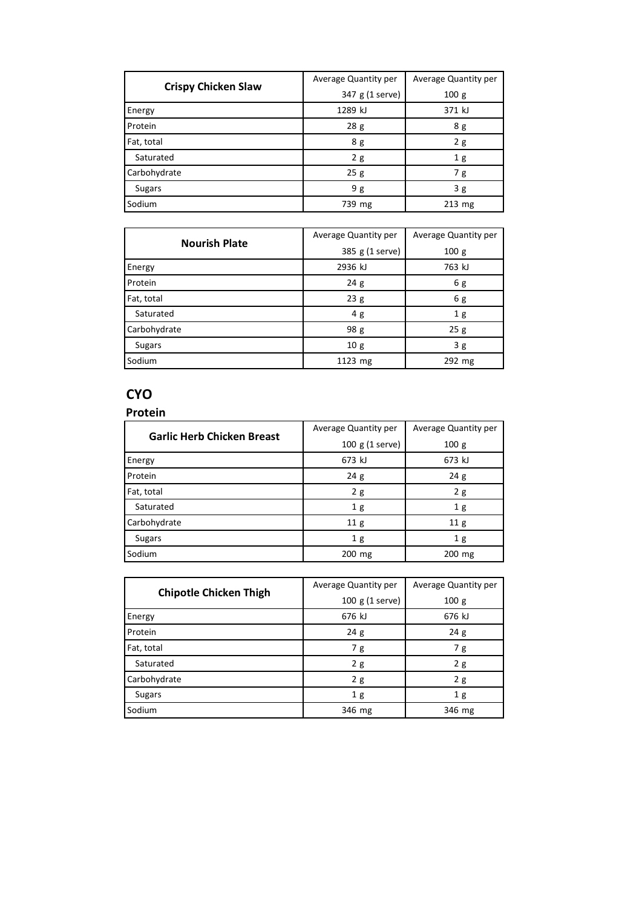| Crispy Chicken Slaw | Average Quantity per 347 g (1 serve) | Average Quantity per 100 g |
|---|---|---|
| Energy | 1289 kJ | 371 kJ |
| Protein | 28 g | 8 g |
| Fat, total | 8 g | 2 g |
| Saturated | 2 g | 1 g |
| Carbohydrate | 25 g | 7 g |
| Sugars | 9 g | 3 g |
| Sodium | 739 mg | 213 mg |

| Nourish Plate | Average Quantity per 385 g (1 serve) | Average Quantity per 100 g |
|---|---|---|
| Energy | 2936 kJ | 763 kJ |
| Protein | 24 g | 6 g |
| Fat, total | 23 g | 6 g |
| Saturated | 4 g | 1 g |
| Carbohydrate | 98 g | 25 g |
| Sugars | 10 g | 3 g |
| Sodium | 1123 mg | 292 mg |

## CYO

### Protein

| Garlic Herb Chicken Breast | Average Quantity per 100 g (1 serve) | Average Quantity per 100 g |
|---|---|---|
| Energy | 673 kJ | 673 kJ |
| Protein | 24 g | 24 g |
| Fat, total | 2 g | 2 g |
| Saturated | 1 g | 1 g |
| Carbohydrate | 11 g | 11 g |
| Sugars | 1 g | 1 g |
| Sodium | 200 mg | 200 mg |

| Chipotle Chicken Thigh | Average Quantity per 100 g (1 serve) | Average Quantity per 100 g |
|---|---|---|
| Energy | 676 kJ | 676 kJ |
| Protein | 24 g | 24 g |
| Fat, total | 7 g | 7 g |
| Saturated | 2 g | 2 g |
| Carbohydrate | 2 g | 2 g |
| Sugars | 1 g | 1 g |
| Sodium | 346 mg | 346 mg |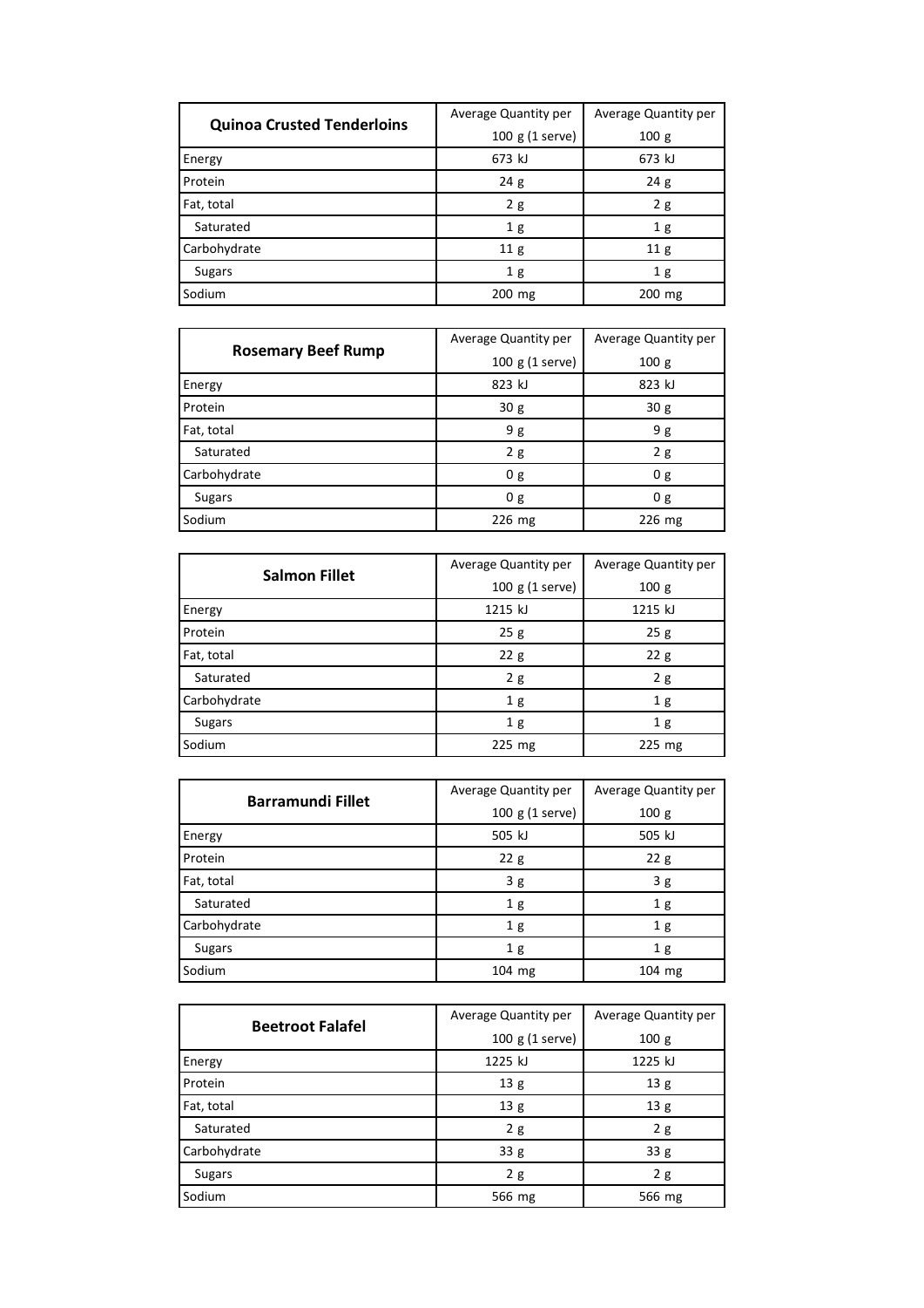| Quinoa Crusted Tenderloins | Average Quantity per 100 g (1 serve) | Average Quantity per 100 g |
|---|---|---|
| Energy | 673 kJ | 673 kJ |
| Protein | 24 g | 24 g |
| Fat, total | 2 g | 2 g |
| Saturated | 1 g | 1 g |
| Carbohydrate | 11 g | 11 g |
| Sugars | 1 g | 1 g |
| Sodium | 200 mg | 200 mg |

| Rosemary Beef Rump | Average Quantity per 100 g (1 serve) | Average Quantity per 100 g |
|---|---|---|
| Energy | 823 kJ | 823 kJ |
| Protein | 30 g | 30 g |
| Fat, total | 9 g | 9 g |
| Saturated | 2 g | 2 g |
| Carbohydrate | 0 g | 0 g |
| Sugars | 0 g | 0 g |
| Sodium | 226 mg | 226 mg |

| Salmon Fillet | Average Quantity per 100 g (1 serve) | Average Quantity per 100 g |
|---|---|---|
| Energy | 1215 kJ | 1215 kJ |
| Protein | 25 g | 25 g |
| Fat, total | 22 g | 22 g |
| Saturated | 2 g | 2 g |
| Carbohydrate | 1 g | 1 g |
| Sugars | 1 g | 1 g |
| Sodium | 225 mg | 225 mg |

| Barramundi Fillet | Average Quantity per 100 g (1 serve) | Average Quantity per 100 g |
|---|---|---|
| Energy | 505 kJ | 505 kJ |
| Protein | 22 g | 22 g |
| Fat, total | 3 g | 3 g |
| Saturated | 1 g | 1 g |
| Carbohydrate | 1 g | 1 g |
| Sugars | 1 g | 1 g |
| Sodium | 104 mg | 104 mg |

| Beetroot Falafel | Average Quantity per 100 g (1 serve) | Average Quantity per 100 g |
|---|---|---|
| Energy | 1225 kJ | 1225 kJ |
| Protein | 13 g | 13 g |
| Fat, total | 13 g | 13 g |
| Saturated | 2 g | 2 g |
| Carbohydrate | 33 g | 33 g |
| Sugars | 2 g | 2 g |
| Sodium | 566 mg | 566 mg |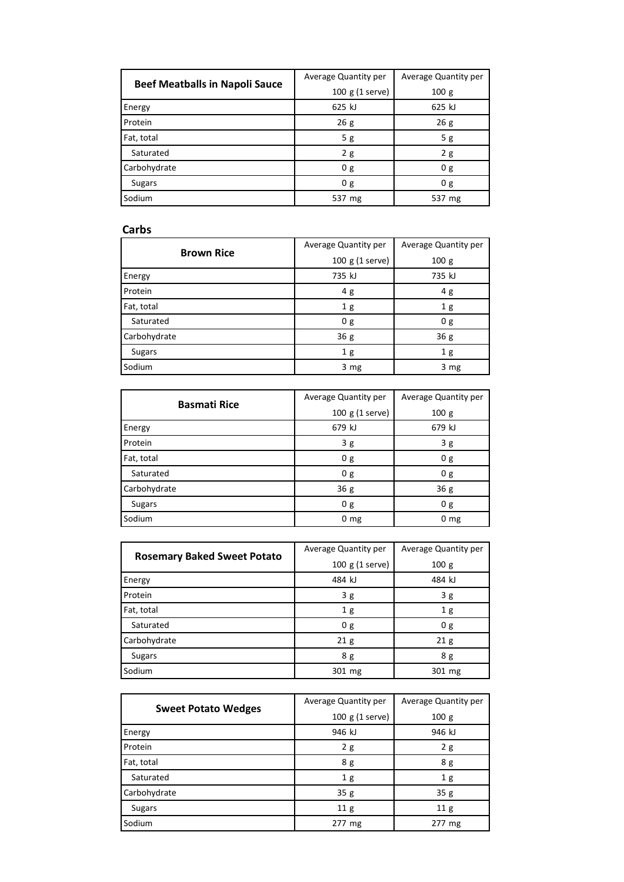| Beef Meatballs in Napoli Sauce | Average Quantity per 100 g (1 serve) | Average Quantity per 100 g |
| --- | --- | --- |
| Energy | 625 kJ | 625 kJ |
| Protein | 26 g | 26 g |
| Fat, total | 5 g | 5 g |
| Saturated | 2 g | 2 g |
| Carbohydrate | 0 g | 0 g |
| Sugars | 0 g | 0 g |
| Sodium | 537 mg | 537 mg |

## Carbs

| Brown Rice | Average Quantity per 100 g (1 serve) | Average Quantity per 100 g |
| --- | --- | --- |
| Energy | 735 kJ | 735 kJ |
| Protein | 4 g | 4 g |
| Fat, total | 1 g | 1 g |
| Saturated | 0 g | 0 g |
| Carbohydrate | 36 g | 36 g |
| Sugars | 1 g | 1 g |
| Sodium | 3 mg | 3 mg |

| Basmati Rice | Average Quantity per 100 g (1 serve) | Average Quantity per 100 g |
| --- | --- | --- |
| Energy | 679 kJ | 679 kJ |
| Protein | 3 g | 3 g |
| Fat, total | 0 g | 0 g |
| Saturated | 0 g | 0 g |
| Carbohydrate | 36 g | 36 g |
| Sugars | 0 g | 0 g |
| Sodium | 0 mg | 0 mg |

| Rosemary Baked Sweet Potato | Average Quantity per 100 g (1 serve) | Average Quantity per 100 g |
| --- | --- | --- |
| Energy | 484 kJ | 484 kJ |
| Protein | 3 g | 3 g |
| Fat, total | 1 g | 1 g |
| Saturated | 0 g | 0 g |
| Carbohydrate | 21 g | 21 g |
| Sugars | 8 g | 8 g |
| Sodium | 301 mg | 301 mg |

| Sweet Potato Wedges | Average Quantity per 100 g (1 serve) | Average Quantity per 100 g |
| --- | --- | --- |
| Energy | 946 kJ | 946 kJ |
| Protein | 2 g | 2 g |
| Fat, total | 8 g | 8 g |
| Saturated | 1 g | 1 g |
| Carbohydrate | 35 g | 35 g |
| Sugars | 11 g | 11 g |
| Sodium | 277 mg | 277 mg |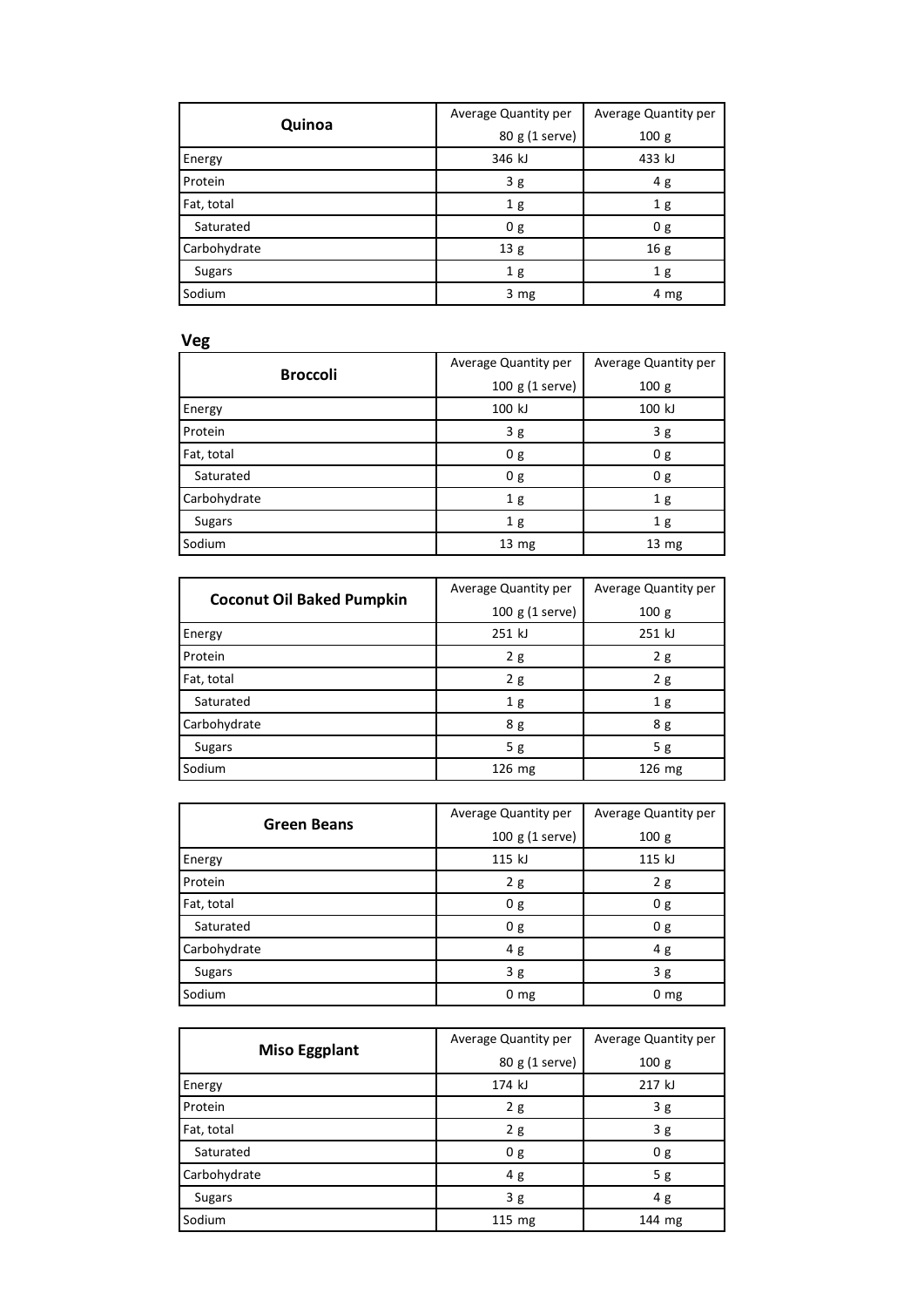| Quinoa | Average Quantity per 80 g (1 serve) | Average Quantity per 100 g |
|---|---|---|
| Energy | 346 kJ | 433 kJ |
| Protein | 3 g | 4 g |
| Fat, total | 1 g | 1 g |
| Saturated | 0 g | 0 g |
| Carbohydrate | 13 g | 16 g |
| Sugars | 1 g | 1 g |
| Sodium | 3 mg | 4 mg |

## Veg

| Broccoli | Average Quantity per 100 g (1 serve) | Average Quantity per 100 g |
|---|---|---|
| Energy | 100 kJ | 100 kJ |
| Protein | 3 g | 3 g |
| Fat, total | 0 g | 0 g |
| Saturated | 0 g | 0 g |
| Carbohydrate | 1 g | 1 g |
| Sugars | 1 g | 1 g |
| Sodium | 13 mg | 13 mg |

| Coconut Oil Baked Pumpkin | Average Quantity per 100 g (1 serve) | Average Quantity per 100 g |
|---|---|---|
| Energy | 251 kJ | 251 kJ |
| Protein | 2 g | 2 g |
| Fat, total | 2 g | 2 g |
| Saturated | 1 g | 1 g |
| Carbohydrate | 8 g | 8 g |
| Sugars | 5 g | 5 g |
| Sodium | 126 mg | 126 mg |

| Green Beans | Average Quantity per 100 g (1 serve) | Average Quantity per 100 g |
|---|---|---|
| Energy | 115 kJ | 115 kJ |
| Protein | 2 g | 2 g |
| Fat, total | 0 g | 0 g |
| Saturated | 0 g | 0 g |
| Carbohydrate | 4 g | 4 g |
| Sugars | 3 g | 3 g |
| Sodium | 0 mg | 0 mg |

| Miso Eggplant | Average Quantity per 80 g (1 serve) | Average Quantity per 100 g |
|---|---|---|
| Energy | 174 kJ | 217 kJ |
| Protein | 2 g | 3 g |
| Fat, total | 2 g | 3 g |
| Saturated | 0 g | 0 g |
| Carbohydrate | 4 g | 5 g |
| Sugars | 3 g | 4 g |
| Sodium | 115 mg | 144 mg |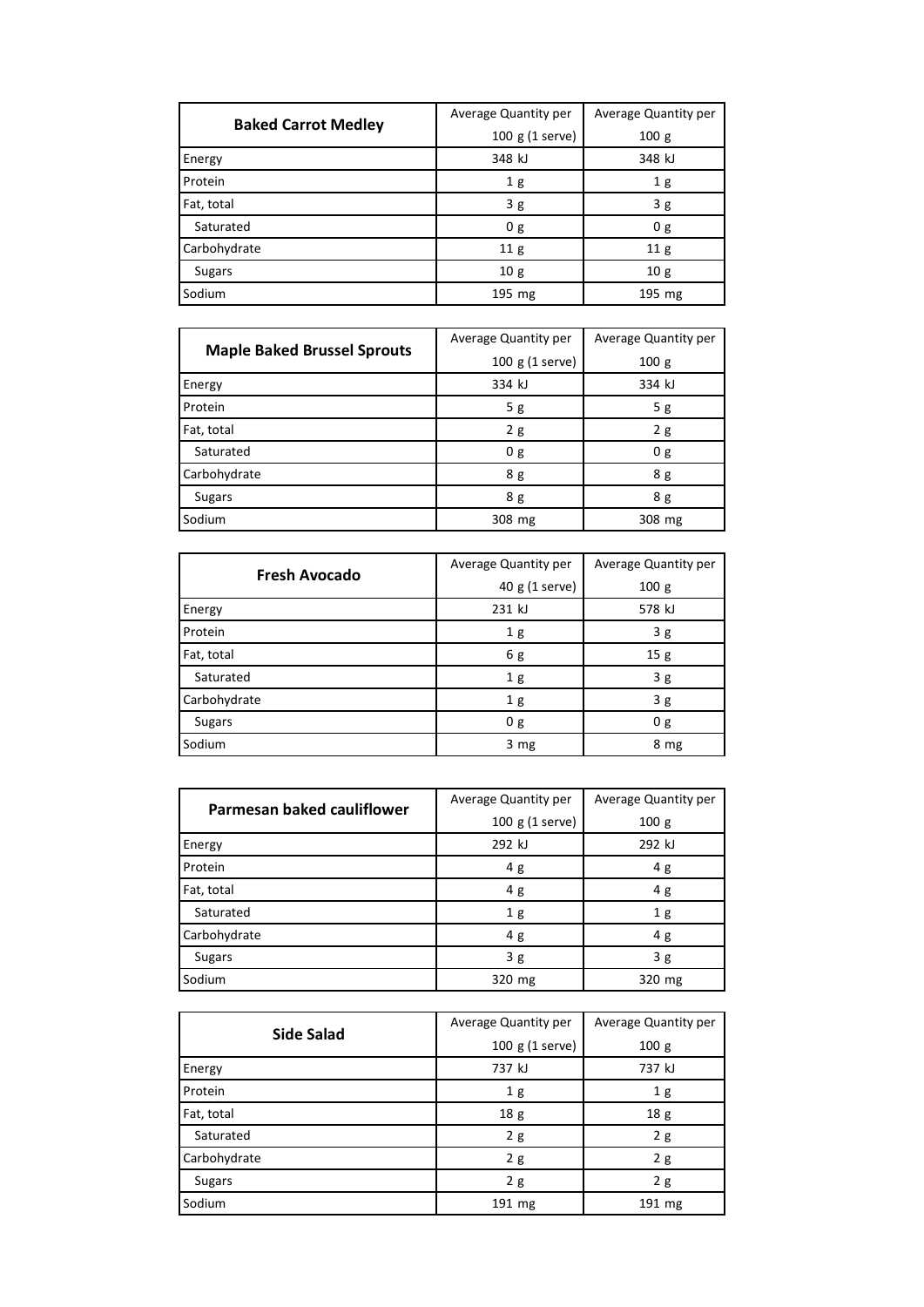| Baked Carrot Medley | Average Quantity per 100 g (1 serve) | Average Quantity per 100 g |
|---|---|---|
| Energy | 348 kJ | 348 kJ |
| Protein | 1 g | 1 g |
| Fat, total | 3 g | 3 g |
| Saturated | 0 g | 0 g |
| Carbohydrate | 11 g | 11 g |
| Sugars | 10 g | 10 g |
| Sodium | 195 mg | 195 mg |

| Maple Baked Brussel Sprouts | Average Quantity per 100 g (1 serve) | Average Quantity per 100 g |
|---|---|---|
| Energy | 334 kJ | 334 kJ |
| Protein | 5 g | 5 g |
| Fat, total | 2 g | 2 g |
| Saturated | 0 g | 0 g |
| Carbohydrate | 8 g | 8 g |
| Sugars | 8 g | 8 g |
| Sodium | 308 mg | 308 mg |

| Fresh Avocado | Average Quantity per 40 g (1 serve) | Average Quantity per 100 g |
|---|---|---|
| Energy | 231 kJ | 578 kJ |
| Protein | 1 g | 3 g |
| Fat, total | 6 g | 15 g |
| Saturated | 1 g | 3 g |
| Carbohydrate | 1 g | 3 g |
| Sugars | 0 g | 0 g |
| Sodium | 3 mg | 8 mg |

| Parmesan baked cauliflower | Average Quantity per 100 g (1 serve) | Average Quantity per 100 g |
|---|---|---|
| Energy | 292 kJ | 292 kJ |
| Protein | 4 g | 4 g |
| Fat, total | 4 g | 4 g |
| Saturated | 1 g | 1 g |
| Carbohydrate | 4 g | 4 g |
| Sugars | 3 g | 3 g |
| Sodium | 320 mg | 320 mg |

| Side Salad | Average Quantity per 100 g (1 serve) | Average Quantity per 100 g |
|---|---|---|
| Energy | 737 kJ | 737 kJ |
| Protein | 1 g | 1 g |
| Fat, total | 18 g | 18 g |
| Saturated | 2 g | 2 g |
| Carbohydrate | 2 g | 2 g |
| Sugars | 2 g | 2 g |
| Sodium | 191 mg | 191 mg |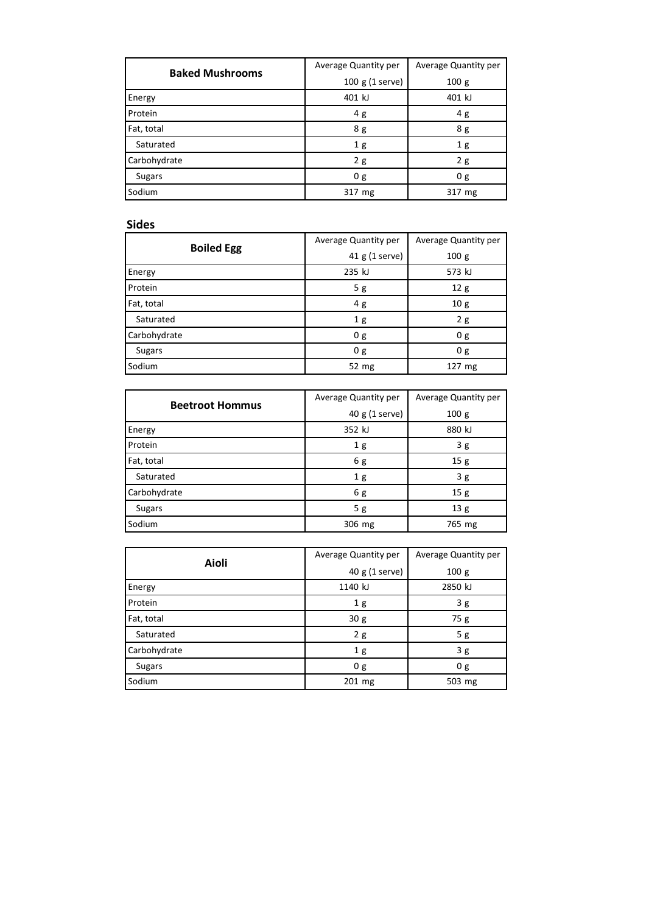| **Baked Mushrooms** | Average Quantity per 100 g (1 serve) | Average Quantity per 100 g |
|---|---|---|
| Energy | 401 kJ | 401 kJ |
| Protein | 4 g | 4 g |
| Fat, total | 8 g | 8 g |
| Saturated | 1 g | 1 g |
| Carbohydrate | 2 g | 2 g |
| Sugars | 0 g | 0 g |
| Sodium | 317 mg | 317 mg |

## Sides

| **Boiled Egg** | Average Quantity per 41 g (1 serve) | Average Quantity per 100 g |
|---|---|---|
| Energy | 235 kJ | 573 kJ |
| Protein | 5 g | 12 g |
| Fat, total | 4 g | 10 g |
| Saturated | 1 g | 2 g |
| Carbohydrate | 0 g | 0 g |
| Sugars | 0 g | 0 g |
| Sodium | 52 mg | 127 mg |

| **Beetroot Hommus** | Average Quantity per 40 g (1 serve) | Average Quantity per 100 g |
|---|---|---|
| Energy | 352 kJ | 880 kJ |
| Protein | 1 g | 3 g |
| Fat, total | 6 g | 15 g |
| Saturated | 1 g | 3 g |
| Carbohydrate | 6 g | 15 g |
| Sugars | 5 g | 13 g |
| Sodium | 306 mg | 765 mg |

| **Aioli** | Average Quantity per 40 g (1 serve) | Average Quantity per 100 g |
|---|---|---|
| Energy | 1140 kJ | 2850 kJ |
| Protein | 1 g | 3 g |
| Fat, total | 30 g | 75 g |
| Saturated | 2 g | 5 g |
| Carbohydrate | 1 g | 3 g |
| Sugars | 0 g | 0 g |
| Sodium | 201 mg | 503 mg |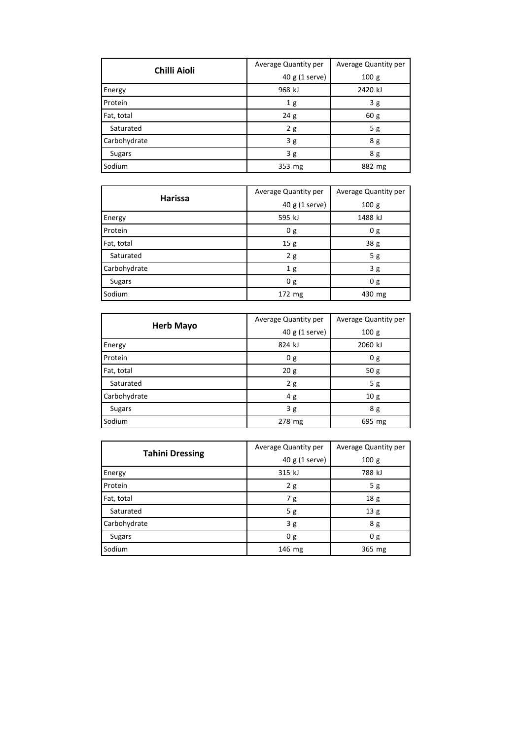| Chilli Aioli | Average Quantity per 40 g (1 serve) | Average Quantity per 100 g |
|---|---|---|
| Energy | 968 kJ | 2420 kJ |
| Protein | 1 g | 3 g |
| Fat, total | 24 g | 60 g |
| Saturated | 2 g | 5 g |
| Carbohydrate | 3 g | 8 g |
| Sugars | 3 g | 8 g |
| Sodium | 353 mg | 882 mg |

| Harissa | Average Quantity per 40 g (1 serve) | Average Quantity per 100 g |
|---|---|---|
| Energy | 595 kJ | 1488 kJ |
| Protein | 0 g | 0 g |
| Fat, total | 15 g | 38 g |
| Saturated | 2 g | 5 g |
| Carbohydrate | 1 g | 3 g |
| Sugars | 0 g | 0 g |
| Sodium | 172 mg | 430 mg |

| Herb Mayo | Average Quantity per 40 g (1 serve) | Average Quantity per 100 g |
|---|---|---|
| Energy | 824 kJ | 2060 kJ |
| Protein | 0 g | 0 g |
| Fat, total | 20 g | 50 g |
| Saturated | 2 g | 5 g |
| Carbohydrate | 4 g | 10 g |
| Sugars | 3 g | 8 g |
| Sodium | 278 mg | 695 mg |

| Tahini Dressing | Average Quantity per 40 g (1 serve) | Average Quantity per 100 g |
|---|---|---|
| Energy | 315 kJ | 788 kJ |
| Protein | 2 g | 5 g |
| Fat, total | 7 g | 18 g |
| Saturated | 5 g | 13 g |
| Carbohydrate | 3 g | 8 g |
| Sugars | 0 g | 0 g |
| Sodium | 146 mg | 365 mg |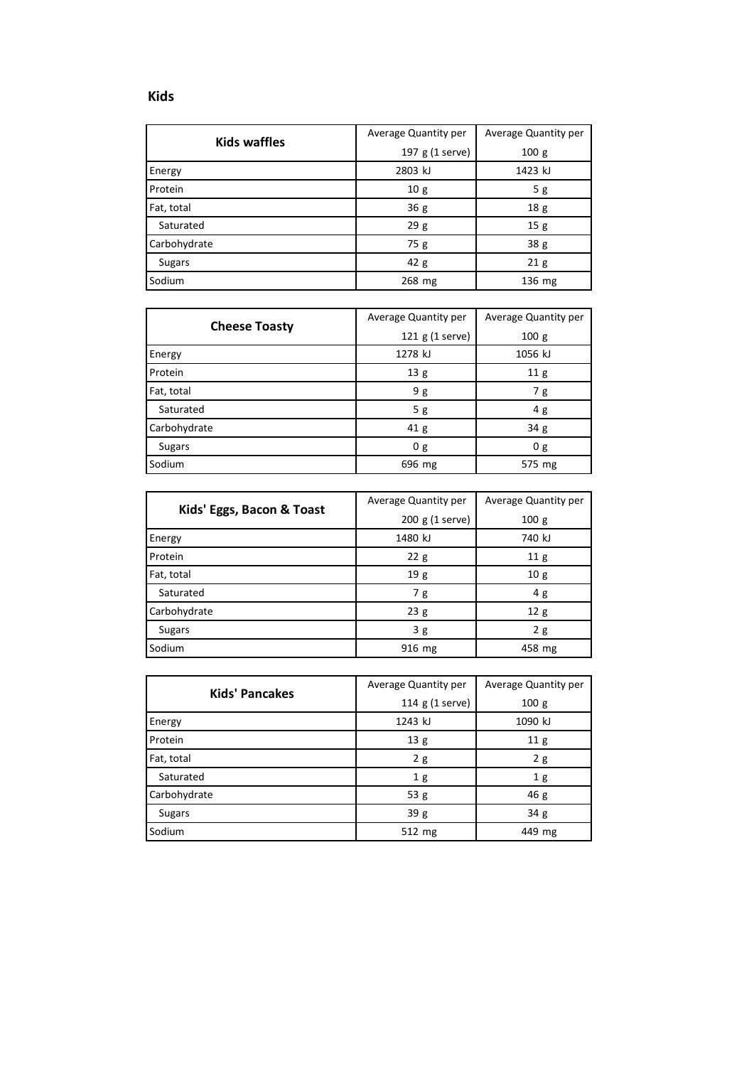## Kids

| Kids waffles | Average Quantity per 197 g (1 serve) | Average Quantity per 100 g |
|---|---|---|
| Energy | 2803 kJ | 1423 kJ |
| Protein | 10 g | 5 g |
| Fat, total | 36 g | 18 g |
| Saturated | 29 g | 15 g |
| Carbohydrate | 75 g | 38 g |
| Sugars | 42 g | 21 g |
| Sodium | 268 mg | 136 mg |

| Cheese Toasty | Average Quantity per 121 g (1 serve) | Average Quantity per 100 g |
|---|---|---|
| Energy | 1278 kJ | 1056 kJ |
| Protein | 13 g | 11 g |
| Fat, total | 9 g | 7 g |
| Saturated | 5 g | 4 g |
| Carbohydrate | 41 g | 34 g |
| Sugars | 0 g | 0 g |
| Sodium | 696 mg | 575 mg |

| Kids' Eggs, Bacon & Toast | Average Quantity per 200 g (1 serve) | Average Quantity per 100 g |
|---|---|---|
| Energy | 1480 kJ | 740 kJ |
| Protein | 22 g | 11 g |
| Fat, total | 19 g | 10 g |
| Saturated | 7 g | 4 g |
| Carbohydrate | 23 g | 12 g |
| Sugars | 3 g | 2 g |
| Sodium | 916 mg | 458 mg |

| Kids' Pancakes | Average Quantity per 114 g (1 serve) | Average Quantity per 100 g |
|---|---|---|
| Energy | 1243 kJ | 1090 kJ |
| Protein | 13 g | 11 g |
| Fat, total | 2 g | 2 g |
| Saturated | 1 g | 1 g |
| Carbohydrate | 53 g | 46 g |
| Sugars | 39 g | 34 g |
| Sodium | 512 mg | 449 mg |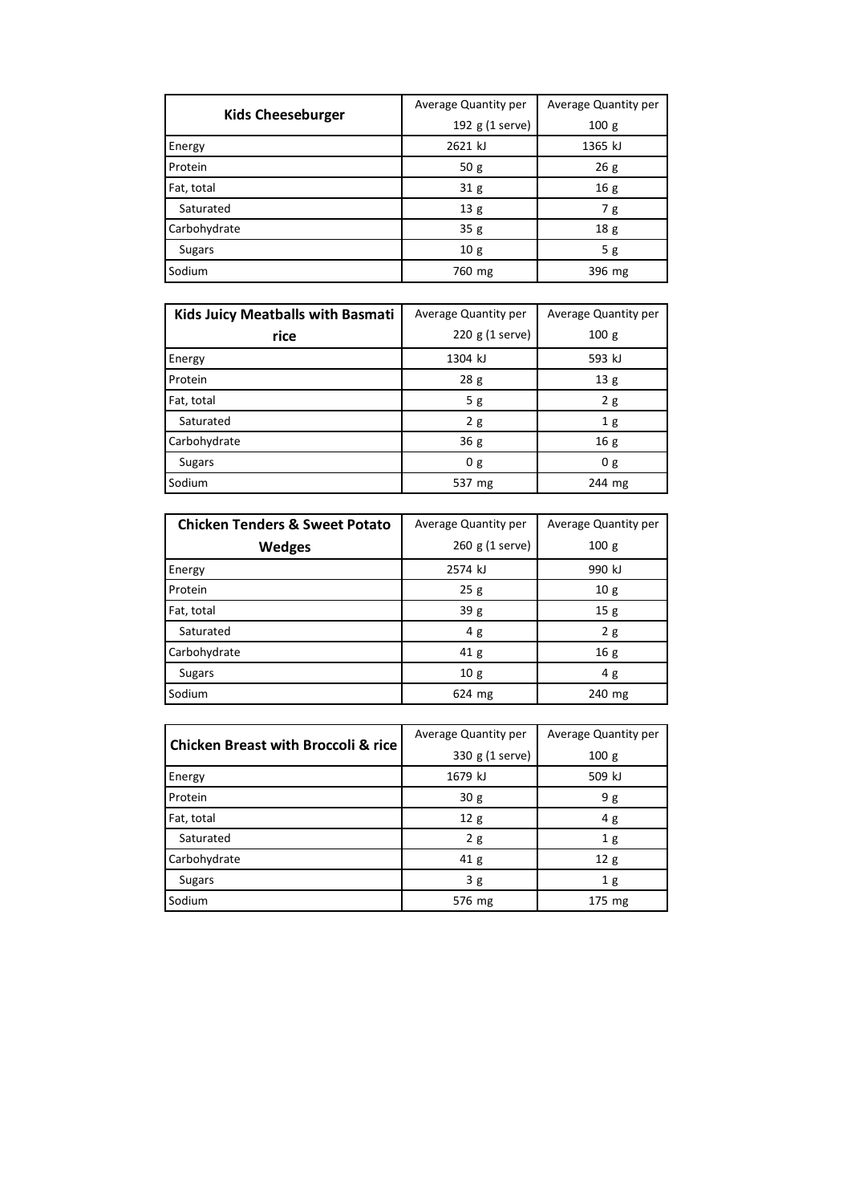| Kids Cheeseburger | Average Quantity per 192 g (1 serve) | Average Quantity per 100 g |
|---|---|---|
| Energy | 2621 kJ | 1365 kJ |
| Protein | 50 g | 26 g |
| Fat, total | 31 g | 16 g |
| Saturated | 13 g | 7 g |
| Carbohydrate | 35 g | 18 g |
| Sugars | 10 g | 5 g |
| Sodium | 760 mg | 396 mg |

| Kids Juicy Meatballs with Basmati rice | Average Quantity per 220 g (1 serve) | Average Quantity per 100 g |
|---|---|---|
| Energy | 1304 kJ | 593 kJ |
| Protein | 28 g | 13 g |
| Fat, total | 5 g | 2 g |
| Saturated | 2 g | 1 g |
| Carbohydrate | 36 g | 16 g |
| Sugars | 0 g | 0 g |
| Sodium | 537 mg | 244 mg |

| Chicken Tenders & Sweet Potato Wedges | Average Quantity per 260 g (1 serve) | Average Quantity per 100 g |
|---|---|---|
| Energy | 2574 kJ | 990 kJ |
| Protein | 25 g | 10 g |
| Fat, total | 39 g | 15 g |
| Saturated | 4 g | 2 g |
| Carbohydrate | 41 g | 16 g |
| Sugars | 10 g | 4 g |
| Sodium | 624 mg | 240 mg |

| Chicken Breast with Broccoli & rice | Average Quantity per 330 g (1 serve) | Average Quantity per 100 g |
|---|---|---|
| Energy | 1679 kJ | 509 kJ |
| Protein | 30 g | 9 g |
| Fat, total | 12 g | 4 g |
| Saturated | 2 g | 1 g |
| Carbohydrate | 41 g | 12 g |
| Sugars | 3 g | 1 g |
| Sodium | 576 mg | 175 mg |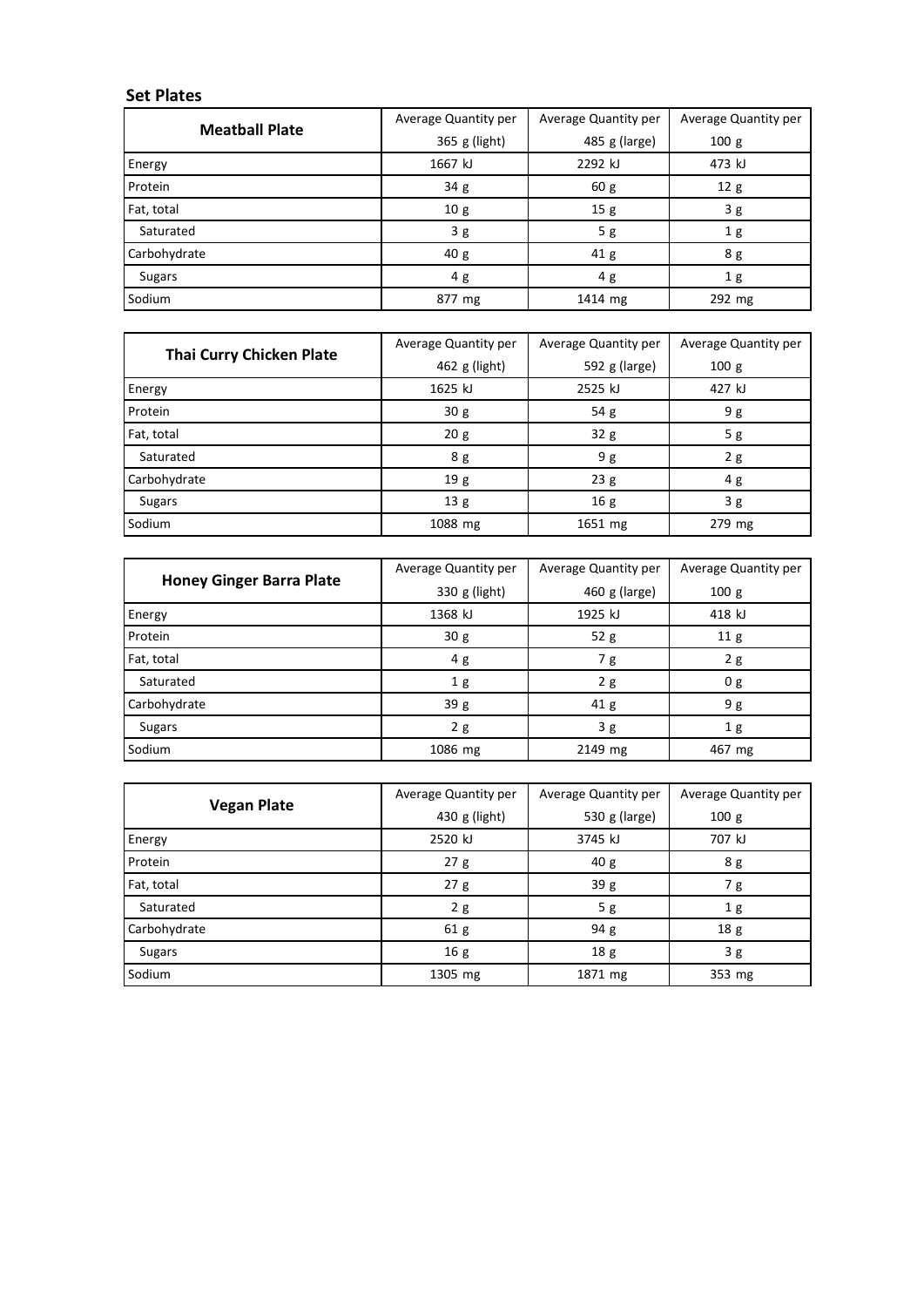## Set Plates

| Meatball Plate | Average Quantity per 365 g (light) | Average Quantity per 485 g (large) | Average Quantity per 100 g |
|---|---|---|---|
| Energy | 1667 kJ | 2292 kJ | 473 kJ |
| Protein | 34 g | 60 g | 12 g |
| Fat, total | 10 g | 15 g | 3 g |
| Saturated | 3 g | 5 g | 1 g |
| Carbohydrate | 40 g | 41 g | 8 g |
| Sugars | 4 g | 4 g | 1 g |
| Sodium | 877 mg | 1414 mg | 292 mg |

| Thai Curry Chicken Plate | Average Quantity per 462 g (light) | Average Quantity per 592 g (large) | Average Quantity per 100 g |
|---|---|---|---|
| Energy | 1625 kJ | 2525 kJ | 427 kJ |
| Protein | 30 g | 54 g | 9 g |
| Fat, total | 20 g | 32 g | 5 g |
| Saturated | 8 g | 9 g | 2 g |
| Carbohydrate | 19 g | 23 g | 4 g |
| Sugars | 13 g | 16 g | 3 g |
| Sodium | 1088 mg | 1651 mg | 279 mg |

| Honey Ginger Barra Plate | Average Quantity per 330 g (light) | Average Quantity per 460 g (large) | Average Quantity per 100 g |
|---|---|---|---|
| Energy | 1368 kJ | 1925 kJ | 418 kJ |
| Protein | 30 g | 52 g | 11 g |
| Fat, total | 4 g | 7 g | 2 g |
| Saturated | 1 g | 2 g | 0 g |
| Carbohydrate | 39 g | 41 g | 9 g |
| Sugars | 2 g | 3 g | 1 g |
| Sodium | 1086 mg | 2149 mg | 467 mg |

| Vegan Plate | Average Quantity per 430 g (light) | Average Quantity per 530 g (large) | Average Quantity per 100 g |
|---|---|---|---|
| Energy | 2520 kJ | 3745 kJ | 707 kJ |
| Protein | 27 g | 40 g | 8 g |
| Fat, total | 27 g | 39 g | 7 g |
| Saturated | 2 g | 5 g | 1 g |
| Carbohydrate | 61 g | 94 g | 18 g |
| Sugars | 16 g | 18 g | 3 g |
| Sodium | 1305 mg | 1871 mg | 353 mg |